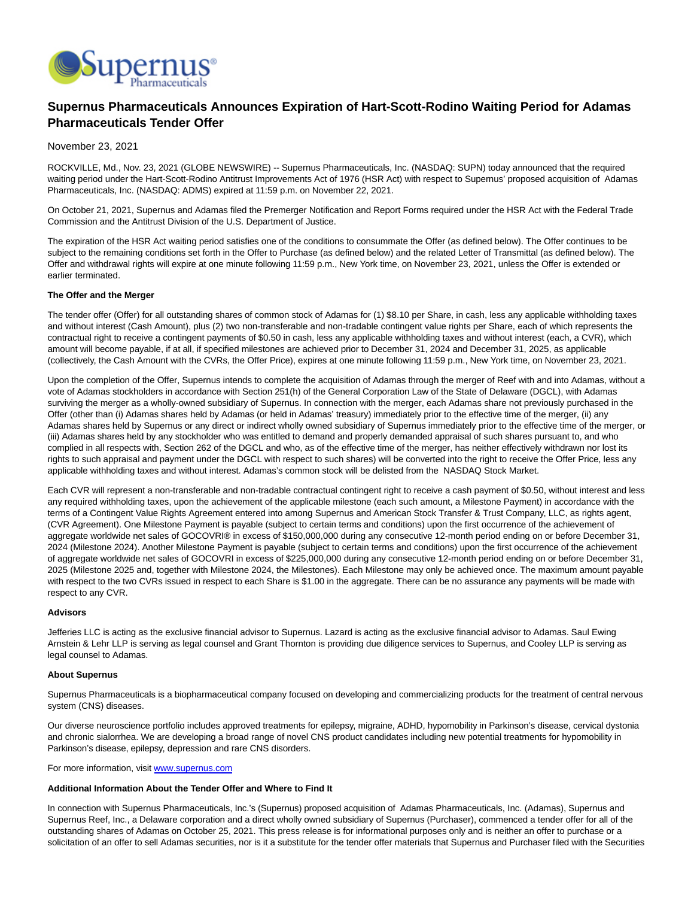# Supernus Pharmaceuticals Announces Expiration of Hart-Scott-Rodino Waiting Period for Adamas Pharmaceuticals Tender Offer

November 23, 2021

ROCKVILLE, Md., Nov. 23, 2021 (GLOBE NEWSWIRE) -- Supernus Pharmaceuticals, Inc. (NASDAQ: SUPN) today announced that the required waiting period under the Hart-Scott-Rodino Antitrust Improvements Act of 1976 (HSR Act) with respect to Supernus' proposed acquisition of Adamas Pharmaceuticals, Inc. (NASDAQ: ADMS) expired at 11:59 p.m. on November 22, 2021.

On October 21, 2021, Supernus and Adamas filed the Premerger Notification and Report Forms required under the HSR Act with the Federal Trade Commission and the Antitrust Division of the U.S. Department of Justice.

The expiration of the HSR Act waiting period satisfies one of the conditions to consummate the Offer (as defined below). The Offer continues to be subject to the remaining conditions set forth in the Offer to Purchase (as defined below) and the related Letter of Transmittal (as defined below). The Offer and withdrawal rights will expire at one minute following 11:59 p.m., New York time, on November 23, 2021, unless the Offer is extended or earlier terminated.

**The Offer and the Merger**

The tender offer (Offer) for all outstanding shares of common stock of Adamas for (1) $8.10 per Share, in cash, less any applicable withholding taxes and without interest (Cash Amount), plus (2) two non-transferable and non-tradable contingent value rights per Share, each of which represents the contractual right to receive a contingent payments of $0.50 in cash, less any applicable withholding taxes and without interest (each, a CVR), which amount will become payable, if at all, if specified milestones are achieved prior to December 31, 2024 and December 31, 2025, as applicable (collectively, the Cash Amount with the CVRs, the Offer Price), expires at one minute following 11:59 p.m., New York time, on November 23, 2021.

Upon the completion of the Offer, Supernus intends to complete the acquisition of Adamas through the merger of Reef with and into Adamas, without a vote of Adamas stockholders in accordance with Section 251(h) of the General Corporation Law of the State of Delaware (DGCL), with Adamas surviving the merger as a wholly-owned subsidiary of Supernus. In connection with the merger, each Adamas share not previously purchased in the Offer (other than (i) Adamas shares held by Adamas (or held in Adamas' treasury) immediately prior to the effective time of the merger, (ii) any Adamas shares held by Supernus or any direct or indirect wholly owned subsidiary of Supernus immediately prior to the effective time of the merger, or (iii) Adamas shares held by any stockholder who was entitled to demand and properly demanded appraisal of such shares pursuant to, and who complied in all respects with, Section 262 of the DGCL and who, as of the effective time of the merger, has neither effectively withdrawn nor lost its rights to such appraisal and payment under the DGCL with respect to such shares) will be converted into the right to receive the Offer Price, less any applicable withholding taxes and without interest. Adamas's common stock will be delisted from the NASDAQ Stock Market.

Each CVR will represent a non-transferable and non-tradable contractual contingent right to receive a cash payment of $0.50, without interest and less any required withholding taxes, upon the achievement of the applicable milestone (each such amount, a Milestone Payment) in accordance with the terms of a Contingent Value Rights Agreement entered into among Supernus and American Stock Transfer & Trust Company, LLC, as rights agent, (CVR Agreement). One Milestone Payment is payable (subject to certain terms and conditions) upon the first occurrence of the achievement of aggregate worldwide net sales of GOCOVRI® in excess of $150,000,000 during any consecutive 12-month period ending on or before December 31, 2024 (Milestone 2024). Another Milestone Payment is payable (subject to certain terms and conditions) upon the first occurrence of the achievement of aggregate worldwide net sales of GOCOVRI in excess of $225,000,000 during any consecutive 12-month period ending on or before December 31, 2025 (Milestone 2025 and, together with Milestone 2024, the Milestones). Each Milestone may only be achieved once. The maximum amount payable with respect to the two CVRs issued in respect to each Share is $1.00 in the aggregate. There can be no assurance any payments will be made with respect to any CVR.

**Advisors**

Jefferies LLC is acting as the exclusive financial advisor to Supernus. Lazard is acting as the exclusive financial advisor to Adamas. Saul Ewing Arnstein & Lehr LLP is serving as legal counsel and Grant Thornton is providing due diligence services to Supernus, and Cooley LLP is serving as legal counsel to Adamas.

**About Supernus**

Supernus Pharmaceuticals is a biopharmaceutical company focused on developing and commercializing products for the treatment of central nervous system (CNS) diseases.

Our diverse neuroscience portfolio includes approved treatments for epilepsy, migraine, ADHD, hypomobility in Parkinson's disease, cervical dystonia and chronic sialorrhea. We are developing a broad range of novel CNS product candidates including new potential treatments for hypomobility in Parkinson's disease, epilepsy, depression and rare CNS disorders.

For more information, visit www.supernus.com

**Additional Information About the Tender Offer and Where to Find It**

In connection with Supernus Pharmaceuticals, Inc.'s (Supernus) proposed acquisition of Adamas Pharmaceuticals, Inc. (Adamas), Supernus and Supernus Reef, Inc., a Delaware corporation and a direct wholly owned subsidiary of Supernus (Purchaser), commenced a tender offer for all of the outstanding shares of Adamas on October 25, 2021. This press release is for informational purposes only and is neither an offer to purchase or a solicitation of an offer to sell Adamas securities, nor is it a substitute for the tender offer materials that Supernus and Purchaser filed with the Securities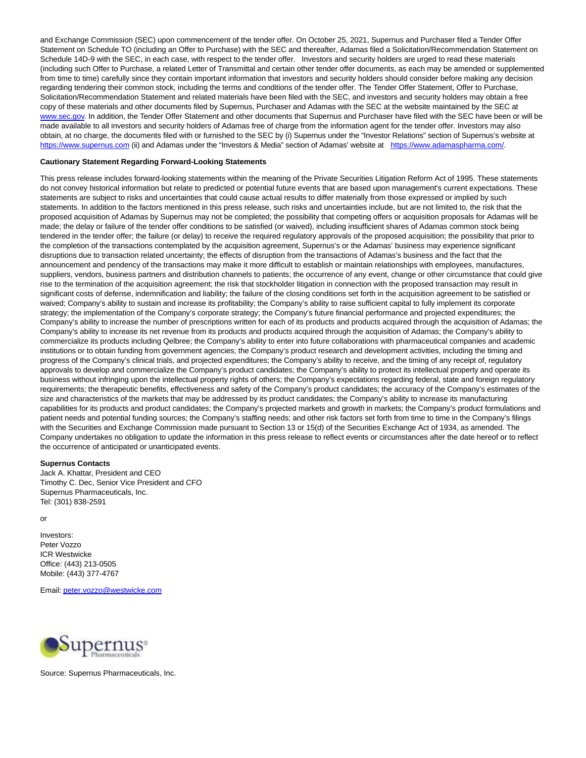and Exchange Commission (SEC) upon commencement of the tender offer. On October 25, 2021, Supernus and Purchaser filed a Tender Offer Statement on Schedule TO (including an Offer to Purchase) with the SEC and thereafter, Adamas filed a Solicitation/Recommendation Statement on Schedule 14D-9 with the SEC, in each case, with respect to the tender offer. Investors and security holders are urged to read these materials (including such Offer to Purchase, a related Letter of Transmittal and certain other tender offer documents, as each may be amended or supplemented from time to time) carefully since they contain important information that investors and security holders should consider before making any decision regarding tendering their common stock, including the terms and conditions of the tender offer. The Tender Offer Statement, Offer to Purchase, Solicitation/Recommendation Statement and related materials have been filed with the SEC, and investors and security holders may obtain a free copy of these materials and other documents filed by Supernus, Purchaser and Adamas with the SEC at the website maintained by the SEC at www.sec.gov. In addition, the Tender Offer Statement and other documents that Supernus and Purchaser have filed with the SEC have been or will be made available to all investors and security holders of Adamas free of charge from the information agent for the tender offer. Investors may also obtain, at no charge, the documents filed with or furnished to the SEC by (i) Supernus under the "Investor Relations" section of Supernus's website at https://www.supernus.com (ii) and Adamas under the "Investors & Media" section of Adamas' website at https://www.adamaspharma.com/.

**Cautionary Statement Regarding Forward-Looking Statements**

This press release includes forward-looking statements within the meaning of the Private Securities Litigation Reform Act of 1995. These statements do not convey historical information but relate to predicted or potential future events that are based upon management's current expectations. These statements are subject to risks and uncertainties that could cause actual results to differ materially from those expressed or implied by such statements. In addition to the factors mentioned in this press release, such risks and uncertainties include, but are not limited to, the risk that the proposed acquisition of Adamas by Supernus may not be completed; the possibility that competing offers or acquisition proposals for Adamas will be made; the delay or failure of the tender offer conditions to be satisfied (or waived), including insufficient shares of Adamas common stock being tendered in the tender offer; the failure (or delay) to receive the required regulatory approvals of the proposed acquisition; the possibility that prior to the completion of the transactions contemplated by the acquisition agreement, Supernus's or the Adamas' business may experience significant disruptions due to transaction related uncertainty; the effects of disruption from the transactions of Adamas's business and the fact that the announcement and pendency of the transactions may make it more difficult to establish or maintain relationships with employees, manufactures, suppliers, vendors, business partners and distribution channels to patients; the occurrence of any event, change or other circumstance that could give rise to the termination of the acquisition agreement; the risk that stockholder litigation in connection with the proposed transaction may result in significant costs of defense, indemnification and liability; the failure of the closing conditions set forth in the acquisition agreement to be satisfied or waived; Company's ability to sustain and increase its profitability; the Company's ability to raise sufficient capital to fully implement its corporate strategy; the implementation of the Company's corporate strategy; the Company's future financial performance and projected expenditures; the Company's ability to increase the number of prescriptions written for each of its products and products acquired through the acquisition of Adamas; the Company's ability to increase its net revenue from its products and products acquired through the acquisition of Adamas; the Company's ability to commercialize its products including Qelbree; the Company's ability to enter into future collaborations with pharmaceutical companies and academic institutions or to obtain funding from government agencies; the Company's product research and development activities, including the timing and progress of the Company's clinical trials, and projected expenditures; the Company's ability to receive, and the timing of any receipt of, regulatory approvals to develop and commercialize the Company's product candidates; the Company's ability to protect its intellectual property and operate its business without infringing upon the intellectual property rights of others; the Company's expectations regarding federal, state and foreign regulatory requirements; the therapeutic benefits, effectiveness and safety of the Company's product candidates; the accuracy of the Company's estimates of the size and characteristics of the markets that may be addressed by its product candidates; the Company's ability to increase its manufacturing capabilities for its products and product candidates; the Company's projected markets and growth in markets; the Company's product formulations and patient needs and potential funding sources; the Company's staffing needs; and other risk factors set forth from time to time in the Company's filings with the Securities and Exchange Commission made pursuant to Section 13 or 15(d) of the Securities Exchange Act of 1934, as amended. The Company undertakes no obligation to update the information in this press release to reflect events or circumstances after the date hereof or to reflect the occurrence of anticipated or unanticipated events.

**Supernus Contacts**
Jack A. Khattar, President and CEO
Timothy C. Dec, Senior Vice President and CFO
Supernus Pharmaceuticals, Inc.
Tel: (301) 838-2591

or

Investors:
Peter Vozzo
ICR Westwicke
Office: (443) 213-0505
Mobile: (443) 377-4767

Email: peter.vozzo@westwicke.com

Supernus Pharmaceuticals

Source: Supernus Pharmaceuticals, Inc.